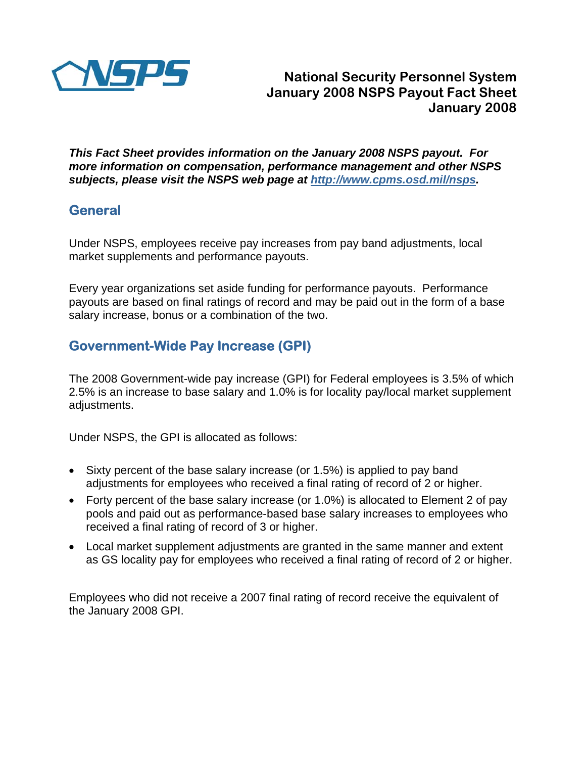# National Security Personnel System
# January 2008 NSPS Payout Fact Sheet
# January 2008

***This Fact Sheet provides information on the January 2008 NSPS payout. For more information on compensation, performance management and other NSPS subjects, please visit the NSPS web page at [http://www.cpms.osd.mil/nsps](http://www.cpms.osd.mil/nsps).***

## General

Under NSPS, employees receive pay increases from pay band adjustments, local market supplements and performance payouts.

Every year organizations set aside funding for performance payouts. Performance payouts are based on final ratings of record and may be paid out in the form of a base salary increase, bonus or a combination of the two.

## Government-Wide Pay Increase (GPI)

The 2008 Government-wide pay increase (GPI) for Federal employees is 3.5% of which 2.5% is an increase to base salary and 1.0% is for locality pay/local market supplement adjustments.

Under NSPS, the GPI is allocated as follows:

- Sixty percent of the base salary increase (or 1.5%) is applied to pay band adjustments for employees who received a final rating of record of 2 or higher.
- Forty percent of the base salary increase (or 1.0%) is allocated to Element 2 of pay pools and paid out as performance-based base salary increases to employees who received a final rating of record of 3 or higher.
- Local market supplement adjustments are granted in the same manner and extent as GS locality pay for employees who received a final rating of record of 2 or higher.

Employees who did not receive a 2007 final rating of record receive the equivalent of the January 2008 GPI.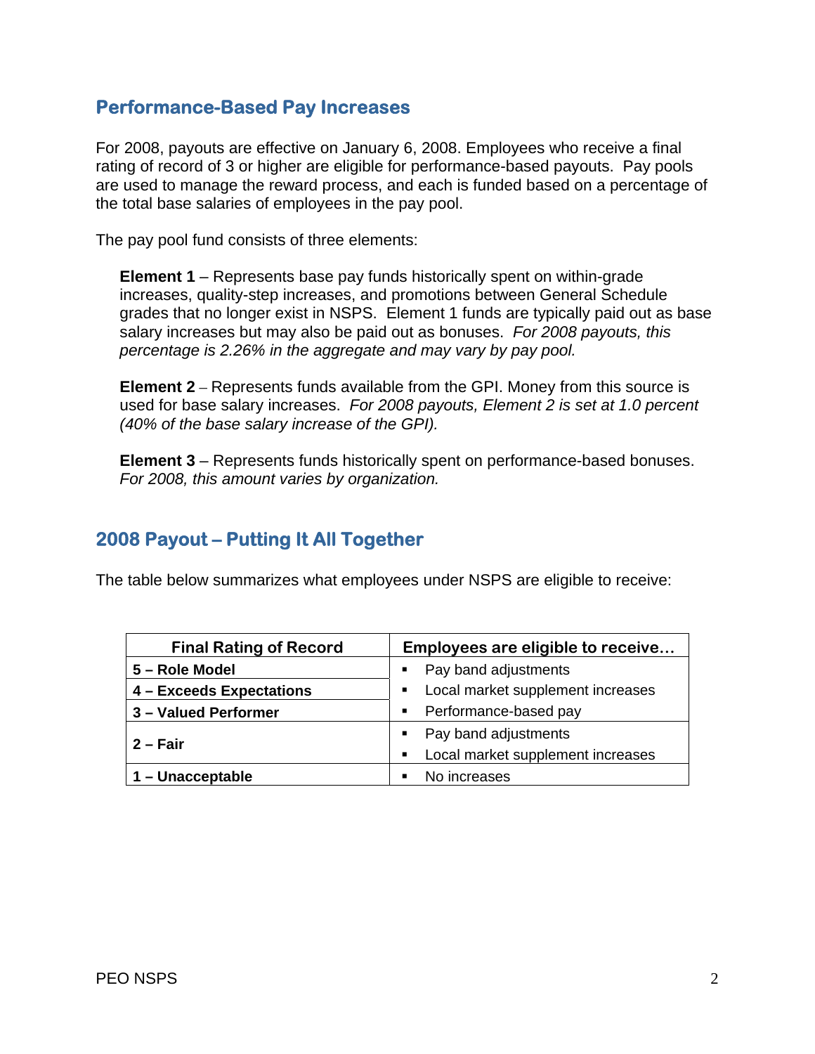## Performance-Based Pay Increases

For 2008, payouts are effective on January 6, 2008. Employees who receive a final rating of record of 3 or higher are eligible for performance-based payouts. Pay pools are used to manage the reward process, and each is funded based on a percentage of the total base salaries of employees in the pay pool.

The pay pool fund consists of three elements:

> **Element 1** – Represents base pay funds historically spent on within-grade increases, quality-step increases, and promotions between General Schedule grades that no longer exist in NSPS. Element 1 funds are typically paid out as base salary increases but may also be paid out as bonuses. *For 2008 payouts, this percentage is 2.26% in the aggregate and may vary by pay pool.*
>
> **Element 2** – Represents funds available from the GPI. Money from this source is used for base salary increases. *For 2008 payouts, Element 2 is set at 1.0 percent (40% of the base salary increase of the GPI).*
>
> **Element 3** – Represents funds historically spent on performance-based bonuses. *For 2008, this amount varies by organization.*

## 2008 Payout – Putting It All Together

The table below summarizes what employees under NSPS are eligible to receive:

| Final Rating of Record | Employees are eligible to receive… |
|---|---|
| **5 – Role Model**<br>**4 – Exceeds Expectations**<br>**3 – Valued Performer** | ▪ Pay band adjustments<br>▪ Local market supplement increases<br>▪ Performance-based pay |
| **2 – Fair** | ▪ Pay band adjustments<br>▪ Local market supplement increases |
| **1 – Unacceptable** | ▪ No increases |

PEO NSPS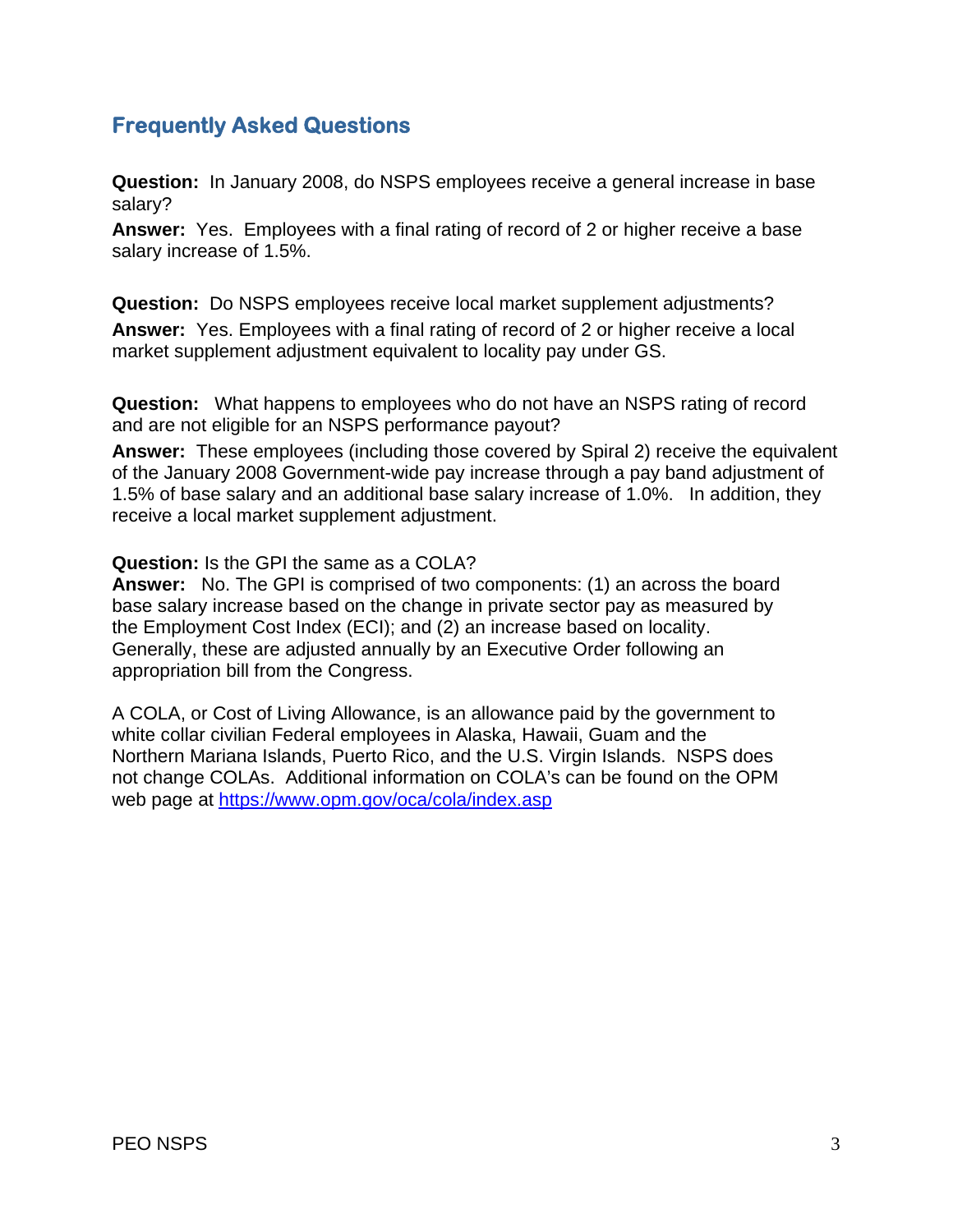## Frequently Asked Questions

**Question:** In January 2008, do NSPS employees receive a general increase in base salary?

**Answer:** Yes. Employees with a final rating of record of 2 or higher receive a base salary increase of 1.5%.

**Question:** Do NSPS employees receive local market supplement adjustments?

**Answer:** Yes. Employees with a final rating of record of 2 or higher receive a local market supplement adjustment equivalent to locality pay under GS.

**Question:** What happens to employees who do not have an NSPS rating of record and are not eligible for an NSPS performance payout?

**Answer:** These employees (including those covered by Spiral 2) receive the equivalent of the January 2008 Government-wide pay increase through a pay band adjustment of 1.5% of base salary and an additional base salary increase of 1.0%. In addition, they receive a local market supplement adjustment.

**Question:** Is the GPI the same as a COLA?

**Answer:** No. The GPI is comprised of two components: (1) an across the board base salary increase based on the change in private sector pay as measured by the Employment Cost Index (ECI); and (2) an increase based on locality. Generally, these are adjusted annually by an Executive Order following an appropriation bill from the Congress.

A COLA, or Cost of Living Allowance, is an allowance paid by the government to white collar civilian Federal employees in Alaska, Hawaii, Guam and the Northern Mariana Islands, Puerto Rico, and the U.S. Virgin Islands. NSPS does not change COLAs. Additional information on COLA's can be found on the OPM web page at [https://www.opm.gov/oca/cola/index.asp](https://www.opm.gov/oca/cola/index.asp)